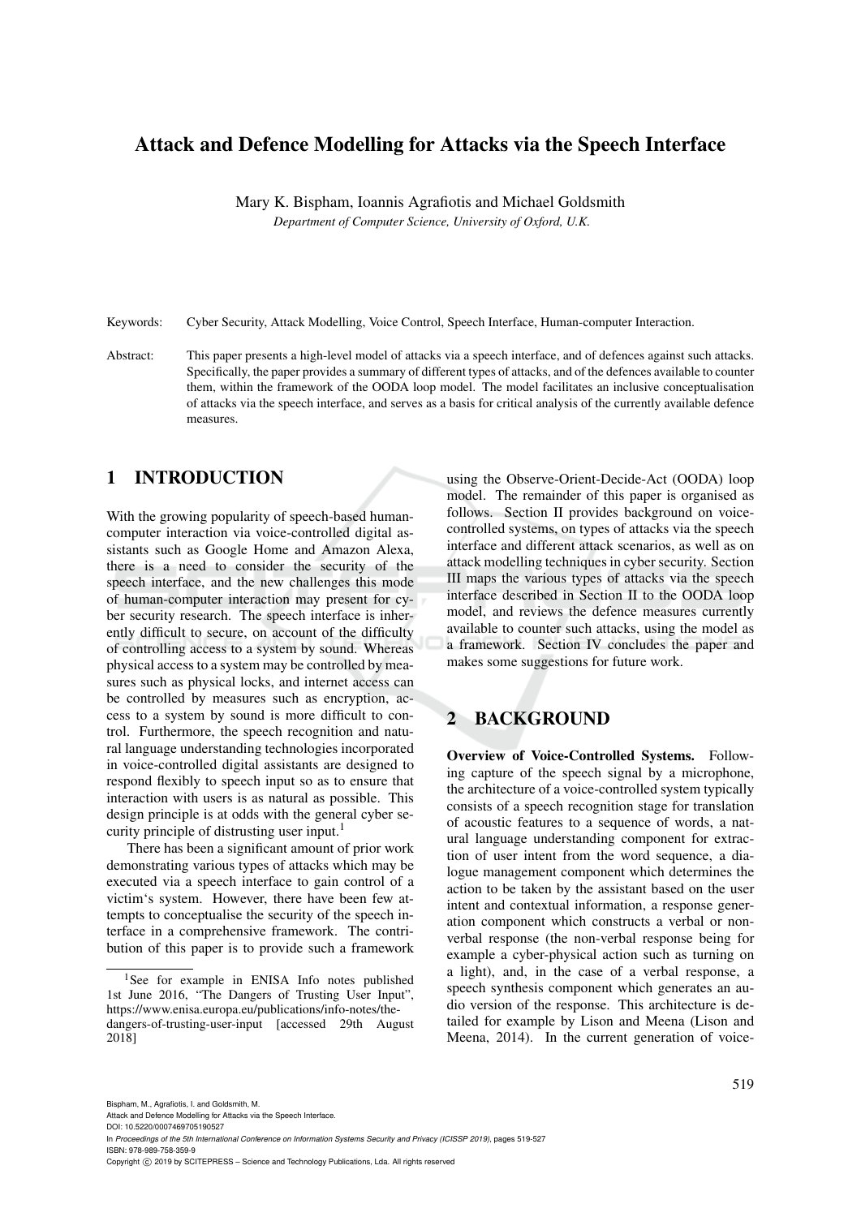# Attack and Defence Modelling for Attacks via the Speech Interface

Mary K. Bispham, Ioannis Agrafiotis and Michael Goldsmith

*Department of Computer Science, University of Oxford, U.K.*

Keywords: Cyber Security, Attack Modelling, Voice Control, Speech Interface, Human-computer Interaction.

Abstract: This paper presents a high-level model of attacks via a speech interface, and of defences against such attacks. Specifically, the paper provides a summary of different types of attacks, and of the defences available to counter them, within the framework of the OODA loop model. The model facilitates an inclusive conceptualisation of attacks via the speech interface, and serves as a basis for critical analysis of the currently available defence measures.

## 1 INTRODUCTION

With the growing popularity of speech-based human-computer interaction via voice-controlled digital assistants such as Google Home and Amazon Alexa, there is a need to consider the security of the speech interface, and the new challenges this mode of human-computer interaction may present for cyber security research. The speech interface is inherently difficult to secure, on account of the difficulty of controlling access to a system by sound. Whereas physical access to a system may be controlled by measures such as physical locks, and internet access can be controlled by measures such as encryption, access to a system by sound is more difficult to control. Furthermore, the speech recognition and natural language understanding technologies incorporated in voice-controlled digital assistants are designed to respond flexibly to speech input so as to ensure that interaction with users is as natural as possible. This design principle is at odds with the general cyber security principle of distrusting user input.[1]

There has been a significant amount of prior work demonstrating various types of attacks which may be executed via a speech interface to gain control of a victim's system. However, there have been few attempts to conceptualise the security of the speech interface in a comprehensive framework. The contribution of this paper is to provide such a framework using the Observe-Orient-Decide-Act (OODA) loop model. The remainder of this paper is organised as follows. Section II provides background on voice-controlled systems, on types of attacks via the speech interface and different attack scenarios, as well as on attack modelling techniques in cyber security. Section III maps the various types of attacks via the speech interface described in Section II to the OODA loop model, and reviews the defence measures currently available to counter such attacks, using the model as a framework. Section IV concludes the paper and makes some suggestions for future work.

## 2 BACKGROUND

**Overview of Voice-Controlled Systems.** Following capture of the speech signal by a microphone, the architecture of a voice-controlled system typically consists of a speech recognition stage for translation of acoustic features to a sequence of words, a natural language understanding component for extraction of user intent from the word sequence, a dialogue management component which determines the action to be taken by the assistant based on the user intent and contextual information, a response generation component which constructs a verbal or non-verbal response (the non-verbal response being for example a cyber-physical action such as turning on a light), and, in the case of a verbal response, a speech synthesis component which generates an audio version of the response. This architecture is detailed for example by Lison and Meena (Lison and Meena, 2014). In the current generation of voice-

[1] See for example in ENISA Info notes published 1st June 2016, "The Dangers of Trusting User Input", https://www.enisa.europa.eu/publications/info-notes/the-dangers-of-trusting-user-input [accessed 29th August 2018]

Bispham, M., Agrafiotis, I. and Goldsmith, M.
Attack and Defence Modelling for Attacks via the Speech Interface.
DOI: 10.5220/0007469705190527
In *Proceedings of the 5th International Conference on Information Systems Security and Privacy (ICISSP 2019)*, pages 519-527
ISBN: 978-989-758-359-9
Copyright © 2019 by SCITEPRESS – Science and Technology Publications, Lda. All rights reserved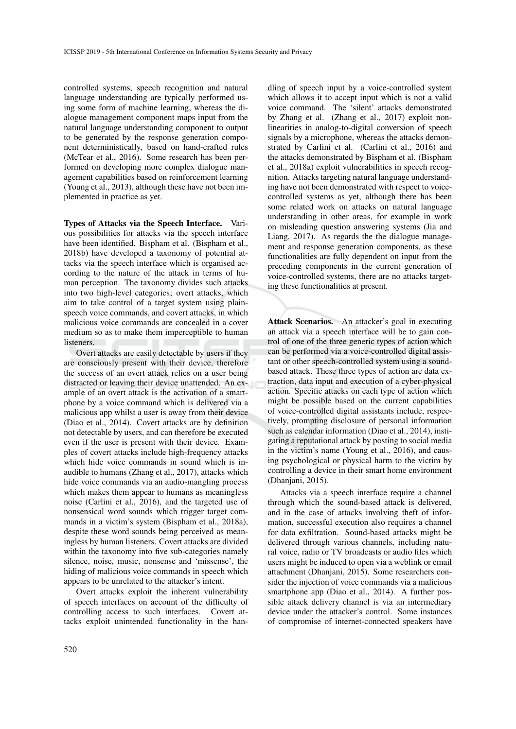controlled systems, speech recognition and natural language understanding are typically performed using some form of machine learning, whereas the dialogue management component maps input from the natural language understanding component to output to be generated by the response generation component deterministically, based on hand-crafted rules (McTear et al., 2016). Some research has been performed on developing more complex dialogue management capabilities based on reinforcement learning (Young et al., 2013), although these have not been implemented in practice as yet.

**Types of Attacks via the Speech Interface.** Various possibilities for attacks via the speech interface have been identified. Bispham et al. (Bispham et al., 2018b) have developed a taxonomy of potential attacks via the speech interface which is organised according to the nature of the attack in terms of human perception. The taxonomy divides such attacks into two high-level categories; overt attacks, which aim to take control of a target system using plain-speech voice commands, and covert attacks, in which malicious voice commands are concealed in a cover medium so as to make them imperceptible to human listeners.

Overt attacks are easily detectable by users if they are consciously present with their device, therefore the success of an overt attack relies on a user being distracted or leaving their device unattended. An example of an overt attack is the activation of a smartphone by a voice command which is delivered via a malicious app whilst a user is away from their device (Diao et al., 2014). Covert attacks are by definition not detectable by users, and can therefore be executed even if the user is present with their device. Examples of covert attacks include high-frequency attacks which hide voice commands in sound which is inaudible to humans (Zhang et al., 2017), attacks which hide voice commands via an audio-mangling process which makes them appear to humans as meaningless noise (Carlini et al., 2016), and the targeted use of nonsensical word sounds which trigger target commands in a victim's system (Bispham et al., 2018a), despite these word sounds being perceived as meaningless by human listeners. Covert attacks are divided within the taxonomy into five sub-categories namely silence, noise, music, nonsense and 'missense', the hiding of malicious voice commands in speech which appears to be unrelated to the attacker's intent.

Overt attacks exploit the inherent vulnerability of speech interfaces on account of the difficulty of controlling access to such interfaces. Covert attacks exploit unintended functionality in the handling of speech input by a voice-controlled system which allows it to accept input which is not a valid voice command. The 'silent' attacks demonstrated by Zhang et al. (Zhang et al., 2017) exploit non-linearities in analog-to-digital conversion of speech signals by a microphone, whereas the attacks demonstrated by Carlini et al. (Carlini et al., 2016) and the attacks demonstrated by Bispham et al. (Bispham et al., 2018a) exploit vulnerabilities in speech recognition. Attacks targeting natural language understanding have not been demonstrated with respect to voice-controlled systems as yet, although there has been some related work on attacks on natural language understanding in other areas, for example in work on misleading question answering systems (Jia and Liang, 2017). As regards the the dialogue management and response generation components, as these functionalities are fully dependent on input from the preceding components in the current generation of voice-controlled systems, there are no attacks targeting these functionalities at present.

**Attack Scenarios.** An attacker's goal in executing an attack via a speech interface will be to gain control of one of the three generic types of action which can be performed via a voice-controlled digital assistant or other speech-controlled system using a sound-based attack. These three types of action are data extraction, data input and execution of a cyber-physical action. Specific attacks on each type of action which might be possible based on the current capabilities of voice-controlled digital assistants include, respectively, prompting disclosure of personal information such as calendar information (Diao et al., 2014), instigating a reputational attack by posting to social media in the victim's name (Young et al., 2016), and causing psychological or physical harm to the victim by controlling a device in their smart home environment (Dhanjani, 2015).

Attacks via a speech interface require a channel through which the sound-based attack is delivered, and in the case of attacks involving theft of information, successful execution also requires a channel for data exfiltration. Sound-based attacks might be delivered through various channels, including natural voice, radio or TV broadcasts or audio files which users might be induced to open via a weblink or email attachment (Dhanjani, 2015). Some researchers consider the injection of voice commands via a malicious smartphone app (Diao et al., 2014). A further possible attack delivery channel is via an intermediary device under the attacker's control. Some instances of compromise of internet-connected speakers have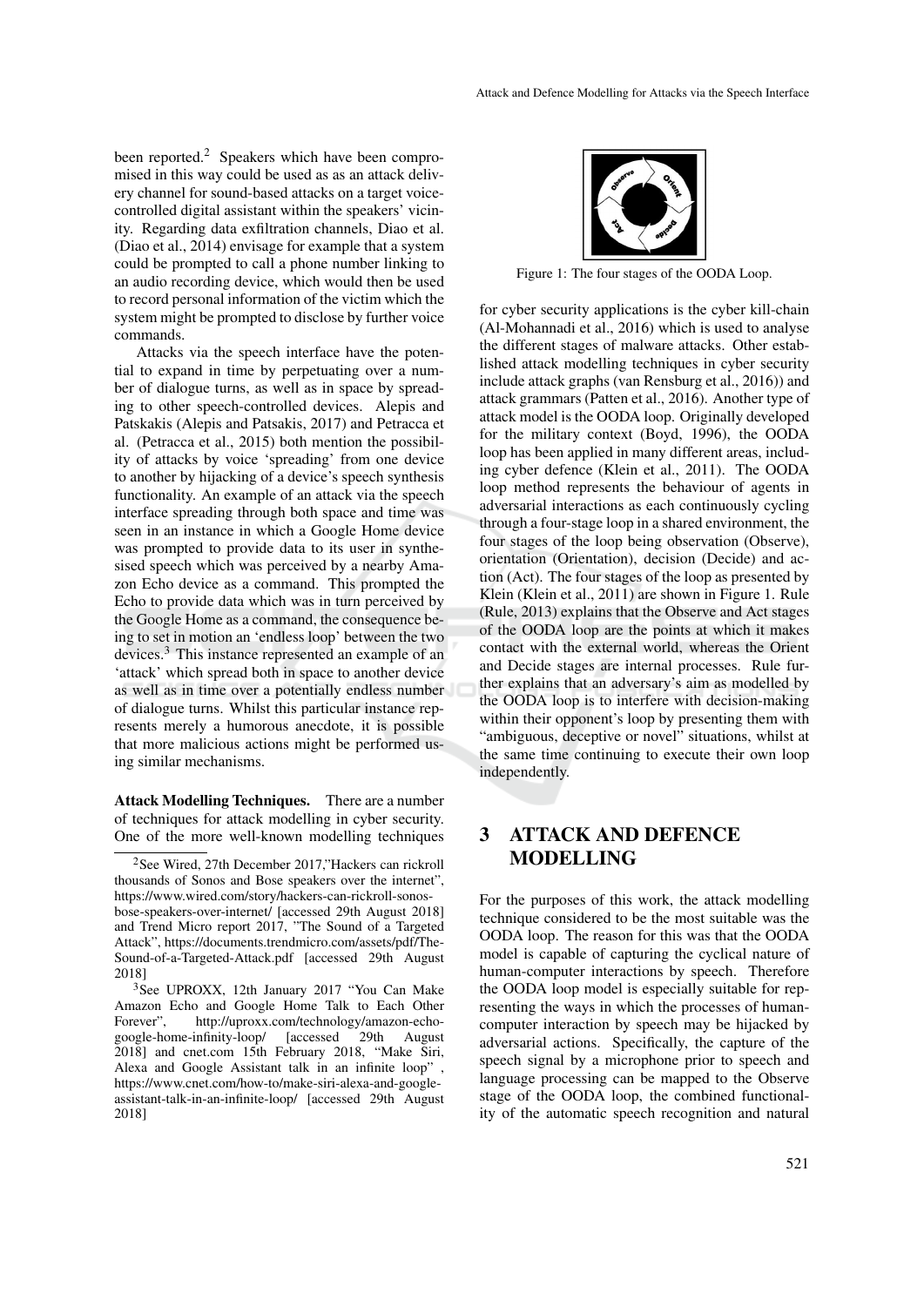been reported.[2] Speakers which have been compromised in this way could be used as as an attack delivery channel for sound-based attacks on a target voice-controlled digital assistant within the speakers' vicinity. Regarding data exfiltration channels, Diao et al. (Diao et al., 2014) envisage for example that a system could be prompted to call a phone number linking to an audio recording device, which would then be used to record personal information of the victim which the system might be prompted to disclose by further voice commands.

Attacks via the speech interface have the potential to expand in time by perpetuating over a number of dialogue turns, as well as in space by spreading to other speech-controlled devices. Alepis and Patskakis (Alepis and Patsakis, 2017) and Petracca et al. (Petracca et al., 2015) both mention the possibility of attacks by voice 'spreading' from one device to another by hijacking of a device's speech synthesis functionality. An example of an attack via the speech interface spreading through both space and time was seen in an instance in which a Google Home device was prompted to provide data to its user in synthesised speech which was perceived by a nearby Amazon Echo device as a command. This prompted the Echo to provide data which was in turn perceived by the Google Home as a command, the consequence being to set in motion an 'endless loop' between the two devices.[3] This instance represented an example of an 'attack' which spread both in space to another device as well as in time over a potentially endless number of dialogue turns. Whilst this particular instance represents merely a humorous anecdote, it is possible that more malicious actions might be performed using similar mechanisms.

**Attack Modelling Techniques.** There are a number of techniques for attack modelling in cyber security. One of the more well-known modelling techniques for cyber security applications is the cyber kill-chain (Al-Mohannadi et al., 2016) which is used to analyse the different stages of malware attacks. Other established attack modelling techniques in cyber security include attack graphs (van Rensburg et al., 2016)) and attack grammars (Patten et al., 2016). Another type of attack model is the OODA loop. Originally developed for the military context (Boyd, 1996), the OODA loop has been applied in many different areas, including cyber defence (Klein et al., 2011). The OODA loop method represents the behaviour of agents in adversarial interactions as each continuously cycling through a four-stage loop in a shared environment, the four stages of the loop being observation (Observe), orientation (Orientation), decision (Decide) and action (Act). The four stages of the loop as presented by Klein (Klein et al., 2011) are shown in Figure 1. Rule (Rule, 2013) explains that the Observe and Act stages of the OODA loop are the points at which it makes contact with the external world, whereas the Orient and Decide stages are internal processes. Rule further explains that an adversary's aim as modelled by the OODA loop is to interfere with decision-making within their opponent's loop by presenting them with "ambiguous, deceptive or novel" situations, whilst at the same time continuing to execute their own loop independently.

Figure 1: The four stages of the OODA Loop.

## 3 ATTACK AND DEFENCE MODELLING

For the purposes of this work, the attack modelling technique considered to be the most suitable was the OODA loop. The reason for this was that the OODA model is capable of capturing the cyclical nature of human-computer interactions by speech. Therefore the OODA loop model is especially suitable for representing the ways in which the processes of human-computer interaction by speech may be hijacked by adversarial actions. Specifically, the capture of the speech signal by a microphone prior to speech and language processing can be mapped to the Observe stage of the OODA loop, the combined functionality of the automatic speech recognition and natural

[2] See Wired, 27th December 2017,"Hackers can rickroll thousands of Sonos and Bose speakers over the internet", https://www.wired.com/story/hackers-can-rickroll-sonos-bose-speakers-over-internet/ [accessed 29th August 2018] and Trend Micro report 2017, "The Sound of a Targeted Attack", https://documents.trendmicro.com/assets/pdf/The-Sound-of-a-Targeted-Attack.pdf [accessed 29th August 2018]

[3] See UPROXX, 12th January 2017 "You Can Make Amazon Echo and Google Home Talk to Each Other Forever", http://uproxx.com/technology/amazon-echo-google-home-infinity-loop/ [accessed 29th August 2018] and cnet.com 15th February 2018, "Make Siri, Alexa and Google Assistant talk in an infinite loop", https://www.cnet.com/how-to/make-siri-alexa-and-google-assistant-talk-in-an-infinite-loop/ [accessed 29th August 2018]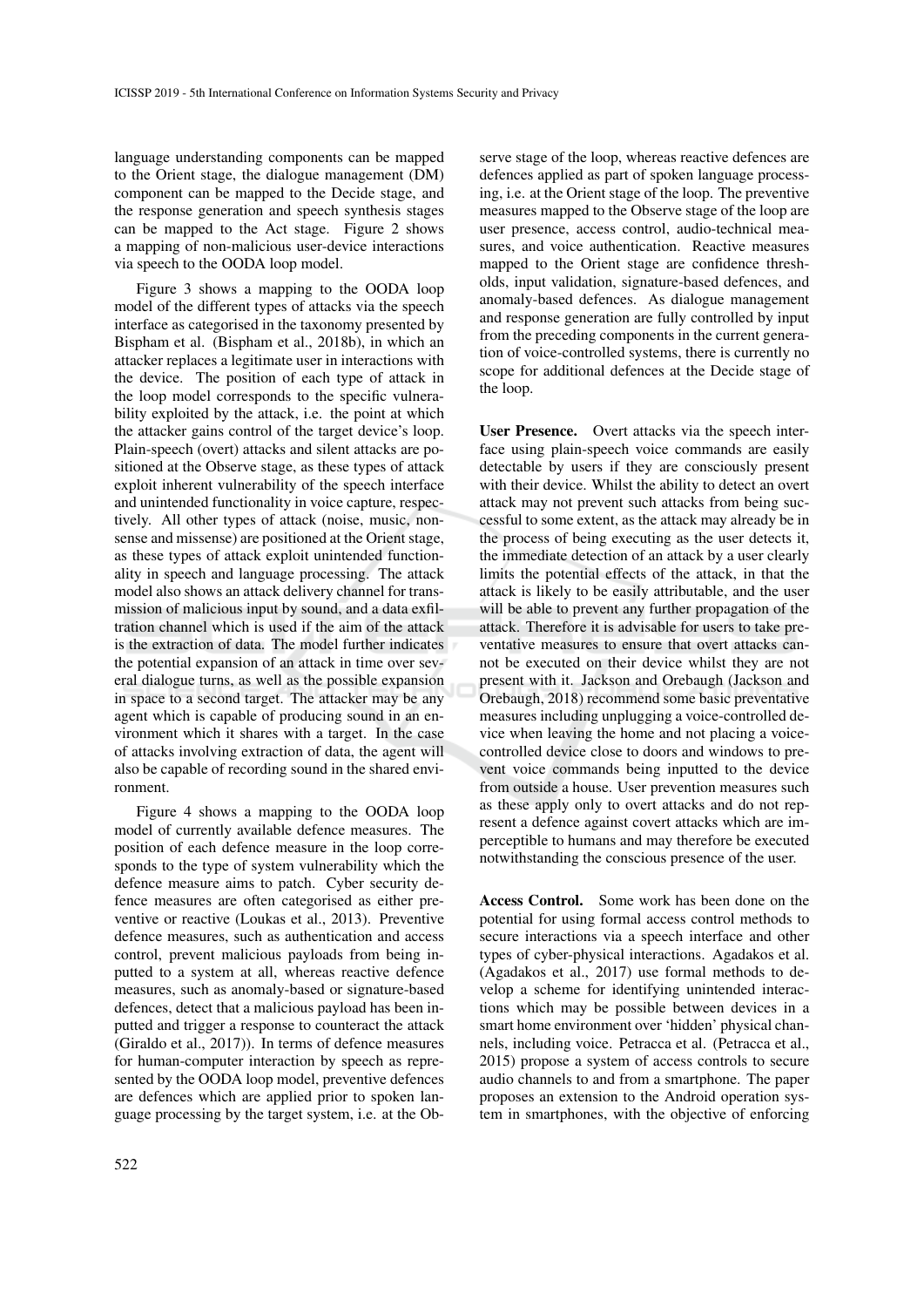language understanding components can be mapped to the Orient stage, the dialogue management (DM) component can be mapped to the Decide stage, and the response generation and speech synthesis stages can be mapped to the Act stage. Figure 2 shows a mapping of non-malicious user-device interactions via speech to the OODA loop model.

Figure 3 shows a mapping to the OODA loop model of the different types of attacks via the speech interface as categorised in the taxonomy presented by Bispham et al. (Bispham et al., 2018b), in which an attacker replaces a legitimate user in interactions with the device. The position of each type of attack in the loop model corresponds to the specific vulnerability exploited by the attack, i.e. the point at which the attacker gains control of the target device's loop. Plain-speech (overt) attacks and silent attacks are positioned at the Observe stage, as these types of attack exploit inherent vulnerability of the speech interface and unintended functionality in voice capture, respectively. All other types of attack (noise, music, nonsense and missense) are positioned at the Orient stage, as these types of attack exploit unintended functionality in speech and language processing. The attack model also shows an attack delivery channel for transmission of malicious input by sound, and a data exfiltration channel which is used if the aim of the attack is the extraction of data. The model further indicates the potential expansion of an attack in time over several dialogue turns, as well as the possible expansion in space to a second target. The attacker may be any agent which is capable of producing sound in an environment which it shares with a target. In the case of attacks involving extraction of data, the agent will also be capable of recording sound in the shared environment.

Figure 4 shows a mapping to the OODA loop model of currently available defence measures. The position of each defence measure in the loop corresponds to the type of system vulnerability which the defence measure aims to patch. Cyber security defence measures are often categorised as either preventive or reactive (Loukas et al., 2013). Preventive defence measures, such as authentication and access control, prevent malicious payloads from being inputted to a system at all, whereas reactive defence measures, such as anomaly-based or signature-based defences, detect that a malicious payload has been inputted and trigger a response to counteract the attack (Giraldo et al., 2017)). In terms of defence measures for human-computer interaction by speech as represented by the OODA loop model, preventive defences are defences which are applied prior to spoken language processing by the target system, i.e. at the Observe stage of the loop, whereas reactive defences are defences applied as part of spoken language processing, i.e. at the Orient stage of the loop. The preventive measures mapped to the Observe stage of the loop are user presence, access control, audio-technical measures, and voice authentication. Reactive measures mapped to the Orient stage are confidence thresholds, input validation, signature-based defences, and anomaly-based defences. As dialogue management and response generation are fully controlled by input from the preceding components in the current generation of voice-controlled systems, there is currently no scope for additional defences at the Decide stage of the loop.

**User Presence.** Overt attacks via the speech interface using plain-speech voice commands are easily detectable by users if they are consciously present with their device. Whilst the ability to detect an overt attack may not prevent such attacks from being successful to some extent, as the attack may already be in the process of being executing as the user detects it, the immediate detection of an attack by a user clearly limits the potential effects of the attack, in that the attack is likely to be easily attributable, and the user will be able to prevent any further propagation of the attack. Therefore it is advisable for users to take preventative measures to ensure that overt attacks cannot be executed on their device whilst they are not present with it. Jackson and Orebaugh (Jackson and Orebaugh, 2018) recommend some basic preventative measures including unplugging a voice-controlled device when leaving the home and not placing a voice-controlled device close to doors and windows to prevent voice commands being inputted to the device from outside a house. User prevention measures such as these apply only to overt attacks and do not represent a defence against covert attacks which are imperceptible to humans and may therefore be executed notwithstanding the conscious presence of the user.

**Access Control.** Some work has been done on the potential for using formal access control methods to secure interactions via a speech interface and other types of cyber-physical interactions. Agadakos et al. (Agadakos et al., 2017) use formal methods to develop a scheme for identifying unintended interactions which may be possible between devices in a smart home environment over 'hidden' physical channels, including voice. Petracca et al. (Petracca et al., 2015) propose a system of access controls to secure audio channels to and from a smartphone. The paper proposes an extension to the Android operation system in smartphones, with the objective of enforcing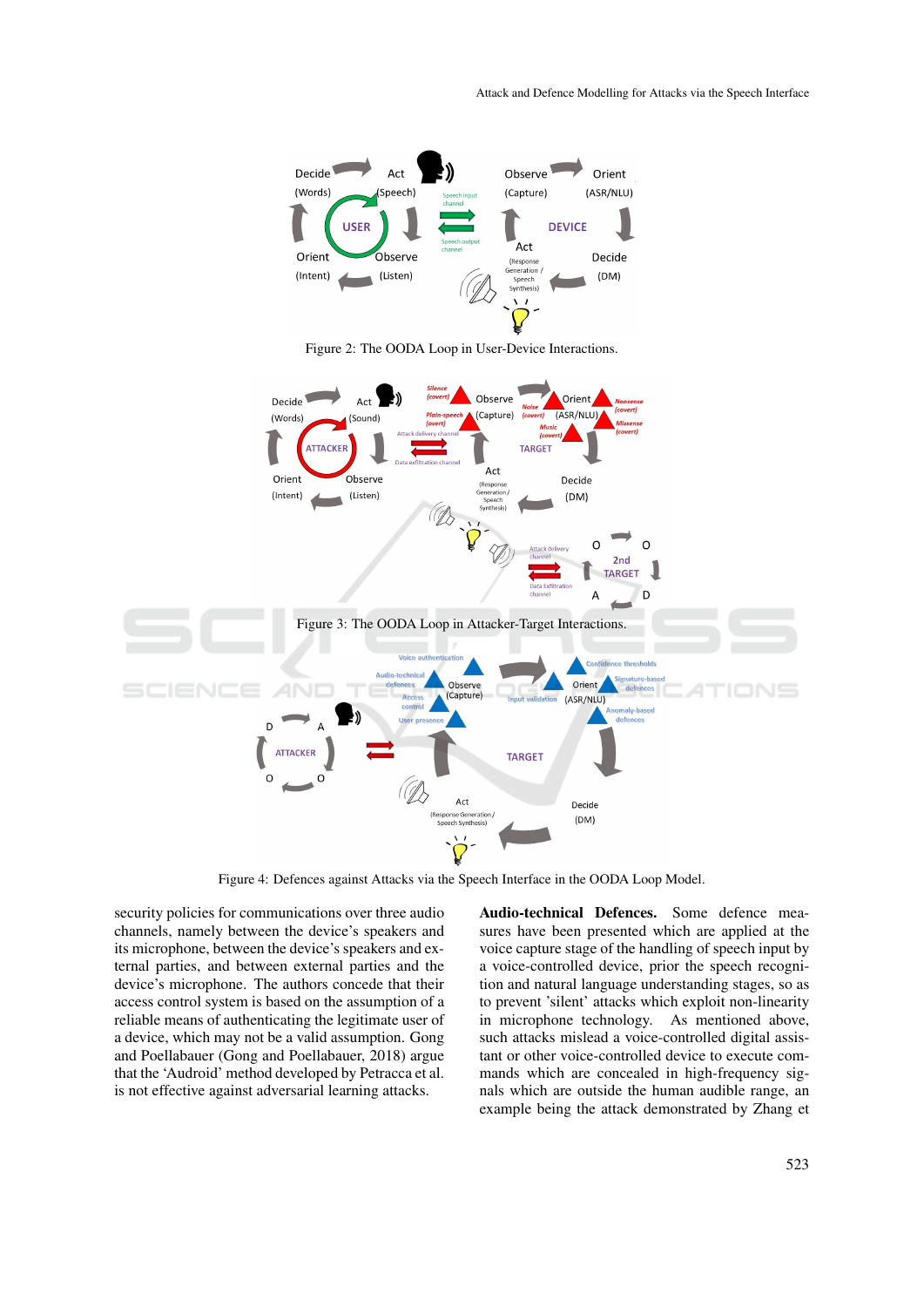Figure 2: The OODA Loop in User-Device Interactions.

Figure 3: The OODA Loop in Attacker-Target Interactions.

Figure 4: Defences against Attacks via the Speech Interface in the OODA Loop Model.

security policies for communications over three audio channels, namely between the device's speakers and its microphone, between the device's speakers and external parties, and between external parties and the device's microphone. The authors concede that their access control system is based on the assumption of a reliable means of authenticating the legitimate user of a device, which may not be a valid assumption. Gong and Poellabauer (Gong and Poellabauer, 2018) argue that the 'Audroid' method developed by Petracca et al. is not effective against adversarial learning attacks.

**Audio-technical Defences.** Some defence measures have been presented which are applied at the voice capture stage of the handling of speech input by a voice-controlled device, prior the speech recognition and natural language understanding stages, so as to prevent 'silent' attacks which exploit non-linearity in microphone technology. As mentioned above, such attacks mislead a voice-controlled digital assistant or other voice-controlled device to execute commands which are concealed in high-frequency signals which are outside the human audible range, an example being the attack demonstrated by Zhang et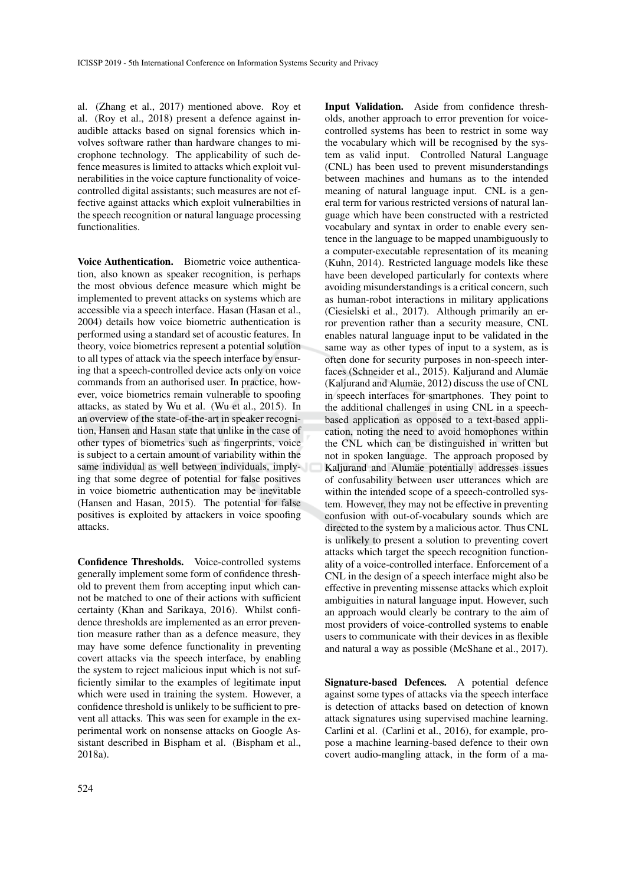al. (Zhang et al., 2017) mentioned above. Roy et al. (Roy et al., 2018) present a defence against inaudible attacks based on signal forensics which involves software rather than hardware changes to microphone technology. The applicability of such defence measures is limited to attacks which exploit vulnerabilities in the voice capture functionality of voice-controlled digital assistants; such measures are not effective against attacks which exploit vulnerabilties in the speech recognition or natural language processing functionalities.

**Voice Authentication.** Biometric voice authentication, also known as speaker recognition, is perhaps the most obvious defence measure which might be implemented to prevent attacks on systems which are accessible via a speech interface. Hasan (Hasan et al., 2004) details how voice biometric authentication is performed using a standard set of acoustic features. In theory, voice biometrics represent a potential solution to all types of attack via the speech interface by ensuring that a speech-controlled device acts only on voice commands from an authorised user. In practice, however, voice biometrics remain vulnerable to spoofing attacks, as stated by Wu et al. (Wu et al., 2015). In an overview of the state-of-the-art in speaker recognition, Hansen and Hasan state that unlike in the case of other types of biometrics such as fingerprints, voice is subject to a certain amount of variability within the same individual as well between individuals, implying that some degree of potential for false positives in voice biometric authentication may be inevitable (Hansen and Hasan, 2015). The potential for false positives is exploited by attackers in voice spoofing attacks.

**Confidence Thresholds.** Voice-controlled systems generally implement some form of confidence threshold to prevent them from accepting input which cannot be matched to one of their actions with sufficient certainty (Khan and Sarikaya, 2016). Whilst confidence thresholds are implemented as an error prevention measure rather than as a defence measure, they may have some defence functionality in preventing covert attacks via the speech interface, by enabling the system to reject malicious input which is not sufficiently similar to the examples of legitimate input which were used in training the system. However, a confidence threshold is unlikely to be sufficient to prevent all attacks. This was seen for example in the experimental work on nonsense attacks on Google Assistant described in Bispham et al. (Bispham et al., 2018a).

**Input Validation.** Aside from confidence thresholds, another approach to error prevention for voice-controlled systems has been to restrict in some way the vocabulary which will be recognised by the system as valid input. Controlled Natural Language (CNL) has been used to prevent misunderstandings between machines and humans as to the intended meaning of natural language input. CNL is a general term for various restricted versions of natural language which have been constructed with a restricted vocabulary and syntax in order to enable every sentence in the language to be mapped unambiguously to a computer-executable representation of its meaning (Kuhn, 2014). Restricted language models like these have been developed particularly for contexts where avoiding misunderstandings is a critical concern, such as human-robot interactions in military applications (Ciesielski et al., 2017). Although primarily an error prevention rather than a security measure, CNL enables natural language input to be validated in the same way as other types of input to a system, as is often done for security purposes in non-speech interfaces (Schneider et al., 2015). Kaljurand and Alumäe (Kaljurand and Alumäe, 2012) discuss the use of CNL in speech interfaces for smartphones. They point to the additional challenges in using CNL in a speech-based application as opposed to a text-based application, noting the need to avoid homophones within the CNL which can be distinguished in written but not in spoken language. The approach proposed by Kaljurand and Alumäe potentially addresses issues of confusability between user utterances which are within the intended scope of a speech-controlled system. However, they may not be effective in preventing confusion with out-of-vocabulary sounds which are directed to the system by a malicious actor. Thus CNL is unlikely to present a solution to preventing covert attacks which target the speech recognition functionality of a voice-controlled interface. Enforcement of a CNL in the design of a speech interface might also be effective in preventing missense attacks which exploit ambiguities in natural language input. However, such an approach would clearly be contrary to the aim of most providers of voice-controlled systems to enable users to communicate with their devices in as flexible and natural a way as possible (McShane et al., 2017).

**Signature-based Defences.** A potential defence against some types of attacks via the speech interface is detection of attacks based on detection of known attack signatures using supervised machine learning. Carlini et al. (Carlini et al., 2016), for example, propose a machine learning-based defence to their own covert audio-mangling attack, in the form of a ma-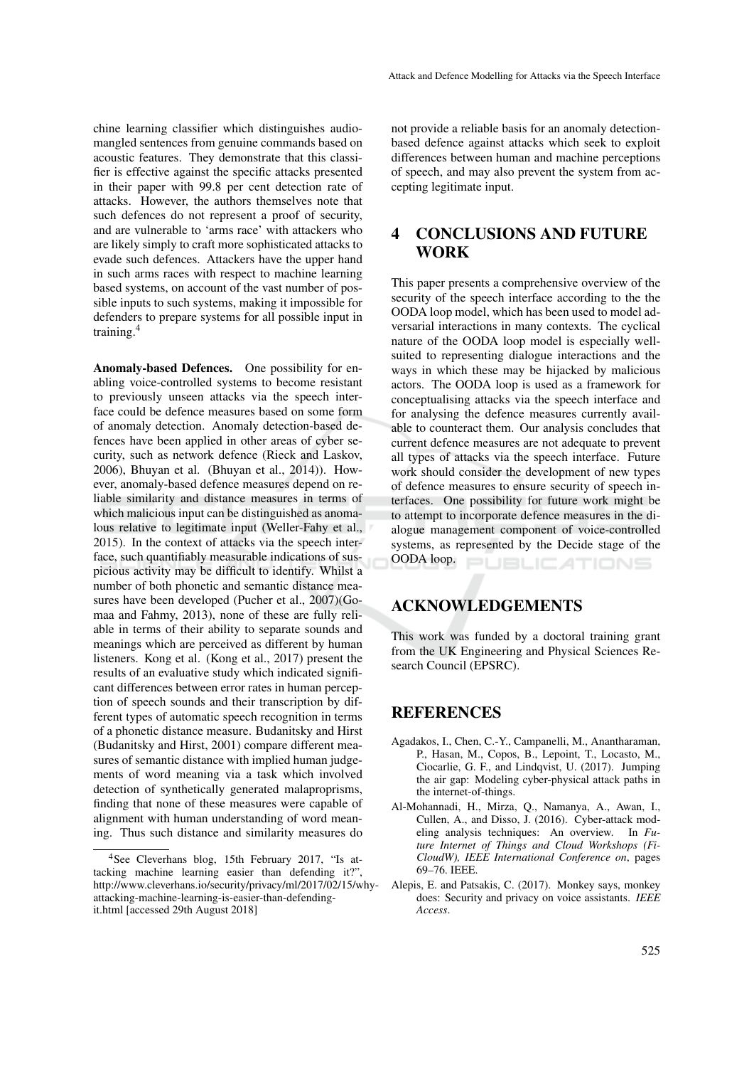chine learning classifier which distinguishes audio-mangled sentences from genuine commands based on acoustic features. They demonstrate that this classifier is effective against the specific attacks presented in their paper with 99.8 per cent detection rate of attacks. However, the authors themselves note that such defences do not represent a proof of security, and are vulnerable to 'arms race' with attackers who are likely simply to craft more sophisticated attacks to evade such defences. Attackers have the upper hand in such arms races with respect to machine learning based systems, on account of the vast number of possible inputs to such systems, making it impossible for defenders to prepare systems for all possible input in training.[4]

**Anomaly-based Defences.** One possibility for enabling voice-controlled systems to become resistant to previously unseen attacks via the speech interface could be defence measures based on some form of anomaly detection. Anomaly detection-based defences have been applied in other areas of cyber security, such as network defence (Rieck and Laskov, 2006), Bhuyan et al. (Bhuyan et al., 2014)). However, anomaly-based defence measures depend on reliable similarity and distance measures in terms of which malicious input can be distinguished as anomalous relative to legitimate input (Weller-Fahy et al., 2015). In the context of attacks via the speech interface, such quantifiably measurable indications of suspicious activity may be difficult to identify. Whilst a number of both phonetic and semantic distance measures have been developed (Pucher et al., 2007)(Gomaa and Fahmy, 2013), none of these are fully reliable in terms of their ability to separate sounds and meanings which are perceived as different by human listeners. Kong et al. (Kong et al., 2017) present the results of an evaluative study which indicated significant differences between error rates in human perception of speech sounds and their transcription by different types of automatic speech recognition in terms of a phonetic distance measure. Budanitsky and Hirst (Budanitsky and Hirst, 2001) compare different measures of semantic distance with implied human judgements of word meaning via a task which involved detection of synthetically generated malaproprisms, finding that none of these measures were capable of alignment with human understanding of word meaning. Thus such distance and similarity measures do not provide a reliable basis for an anomaly detection-based defence against attacks which seek to exploit differences between human and machine perceptions of speech, and may also prevent the system from accepting legitimate input.

[4] See Cleverhans blog, 15th February 2017, "Is attacking machine learning easier than defending it?", http://www.cleverhans.io/security/privacy/ml/2017/02/15/why-attacking-machine-learning-is-easier-than-defending-it.html [accessed 29th August 2018]

# 4 CONCLUSIONS AND FUTURE WORK

This paper presents a comprehensive overview of the security of the speech interface according to the the OODA loop model, which has been used to model adversarial interactions in many contexts. The cyclical nature of the OODA loop model is especially well-suited to representing dialogue interactions and the ways in which these may be hijacked by malicious actors. The OODA loop is used as a framework for conceptualising attacks via the speech interface and for analysing the defence measures currently available to counteract them. Our analysis concludes that current defence measures are not adequate to prevent all types of attacks via the speech interface. Future work should consider the development of new types of defence measures to ensure security of speech interfaces. One possibility for future work might be to attempt to incorporate defence measures in the dialogue management component of voice-controlled systems, as represented by the Decide stage of the OODA loop.

# ACKNOWLEDGEMENTS

This work was funded by a doctoral training grant from the UK Engineering and Physical Sciences Research Council (EPSRC).

# REFERENCES

Agadakos, I., Chen, C.-Y., Campanelli, M., Anantharaman, P., Hasan, M., Copos, B., Lepoint, T., Locasto, M., Ciocarlie, G. F., and Lindqvist, U. (2017). Jumping the air gap: Modeling cyber-physical attack paths in the internet-of-things.

Al-Mohannadi, H., Mirza, Q., Namanya, A., Awan, I., Cullen, A., and Disso, J. (2016). Cyber-attack modeling analysis techniques: An overview. In *Future Internet of Things and Cloud Workshops (FiCloudW), IEEE International Conference on*, pages 69–76. IEEE.

Alepis, E. and Patsakis, C. (2017). Monkey says, monkey does: Security and privacy on voice assistants. *IEEE Access*.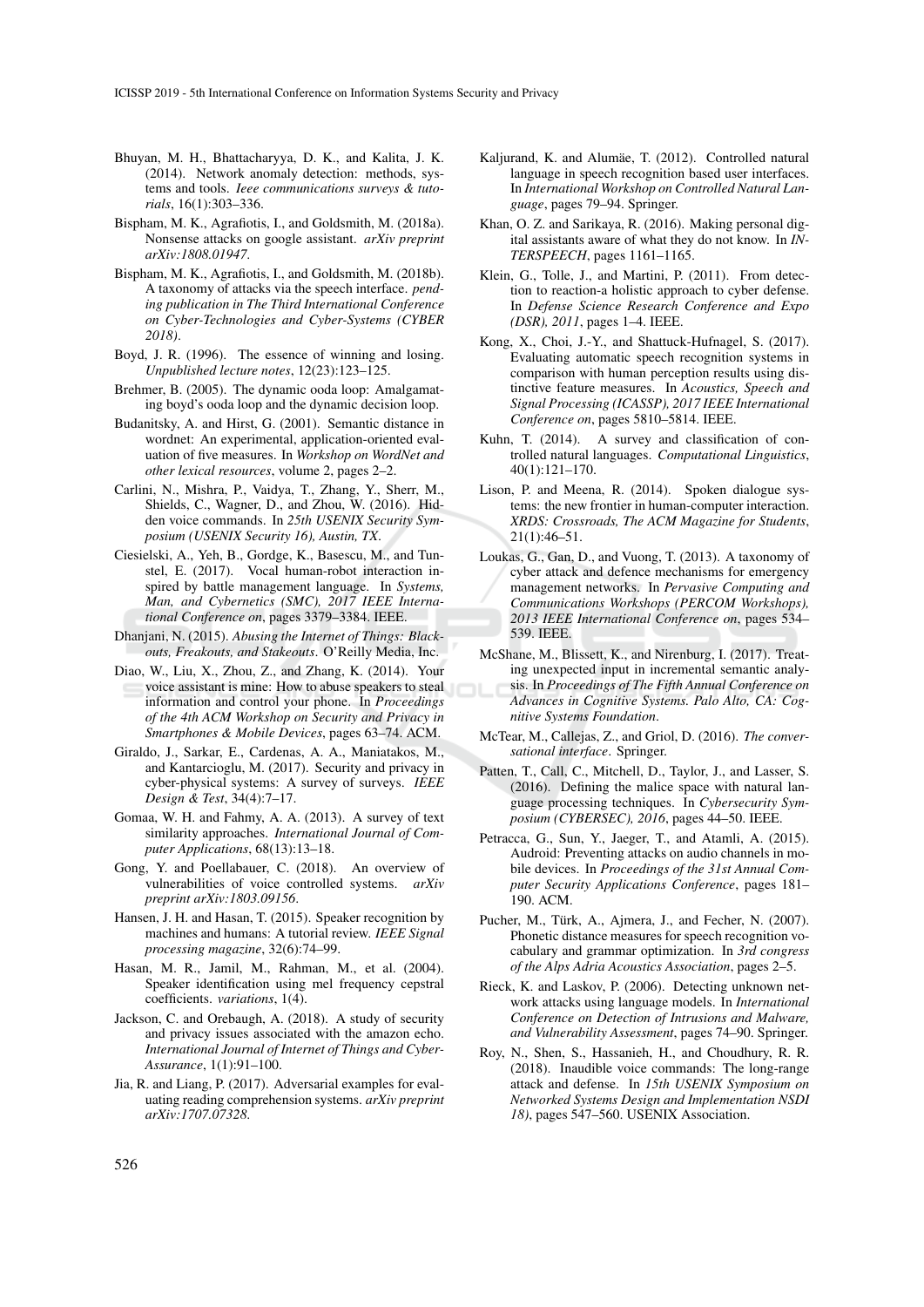Bhuyan, M. H., Bhattacharyya, D. K., and Kalita, J. K. (2014). Network anomaly detection: methods, systems and tools. *Ieee communications surveys & tutorials*, 16(1):303–336.

Bispham, M. K., Agrafiotis, I., and Goldsmith, M. (2018a). Nonsense attacks on google assistant. *arXiv preprint arXiv:1808.01947*.

Bispham, M. K., Agrafiotis, I., and Goldsmith, M. (2018b). A taxonomy of attacks via the speech interface. *pending publication in The Third International Conference on Cyber-Technologies and Cyber-Systems (CYBER 2018)*.

Boyd, J. R. (1996). The essence of winning and losing. *Unpublished lecture notes*, 12(23):123–125.

Brehmer, B. (2005). The dynamic ooda loop: Amalgamating boyd's ooda loop and the dynamic decision loop.

Budanitsky, A. and Hirst, G. (2001). Semantic distance in wordnet: An experimental, application-oriented evaluation of five measures. In *Workshop on WordNet and other lexical resources*, volume 2, pages 2–2.

Carlini, N., Mishra, P., Vaidya, T., Zhang, Y., Sherr, M., Shields, C., Wagner, D., and Zhou, W. (2016). Hidden voice commands. In *25th USENIX Security Symposium (USENIX Security 16), Austin, TX*.

Ciesielski, A., Yeh, B., Gordge, K., Basescu, M., and Tunstel, E. (2017). Vocal human-robot interaction inspired by battle management language. In *Systems, Man, and Cybernetics (SMC), 2017 IEEE International Conference on*, pages 3379–3384. IEEE.

Dhanjani, N. (2015). *Abusing the Internet of Things: Blackouts, Freakouts, and Stakeouts*. O'Reilly Media, Inc.

Diao, W., Liu, X., Zhou, Z., and Zhang, K. (2014). Your voice assistant is mine: How to abuse speakers to steal information and control your phone. In *Proceedings of the 4th ACM Workshop on Security and Privacy in Smartphones & Mobile Devices*, pages 63–74. ACM.

Giraldo, J., Sarkar, E., Cardenas, A. A., Maniatakos, M., and Kantarcioglu, M. (2017). Security and privacy in cyber-physical systems: A survey of surveys. *IEEE Design & Test*, 34(4):7–17.

Gomaa, W. H. and Fahmy, A. A. (2013). A survey of text similarity approaches. *International Journal of Computer Applications*, 68(13):13–18.

Gong, Y. and Poellabauer, C. (2018). An overview of vulnerabilities of voice controlled systems. *arXiv preprint arXiv:1803.09156*.

Hansen, J. H. and Hasan, T. (2015). Speaker recognition by machines and humans: A tutorial review. *IEEE Signal processing magazine*, 32(6):74–99.

Hasan, M. R., Jamil, M., Rahman, M., et al. (2004). Speaker identification using mel frequency cepstral coefficients. *variations*, 1(4).

Jackson, C. and Orebaugh, A. (2018). A study of security and privacy issues associated with the amazon echo. *International Journal of Internet of Things and Cyber-Assurance*, 1(1):91–100.

Jia, R. and Liang, P. (2017). Adversarial examples for evaluating reading comprehension systems. *arXiv preprint arXiv:1707.07328*.

Kaljurand, K. and Alumäe, T. (2012). Controlled natural language in speech recognition based user interfaces. In *International Workshop on Controlled Natural Language*, pages 79–94. Springer.

Khan, O. Z. and Sarikaya, R. (2016). Making personal digital assistants aware of what they do not know. In *INTERSPEECH*, pages 1161–1165.

Klein, G., Tolle, J., and Martini, P. (2011). From detection to reaction-a holistic approach to cyber defense. In *Defense Science Research Conference and Expo (DSR), 2011*, pages 1–4. IEEE.

Kong, X., Choi, J.-Y., and Shattuck-Hufnagel, S. (2017). Evaluating automatic speech recognition systems in comparison with human perception results using distinctive feature measures. In *Acoustics, Speech and Signal Processing (ICASSP), 2017 IEEE International Conference on*, pages 5810–5814. IEEE.

Kuhn, T. (2014). A survey and classification of controlled natural languages. *Computational Linguistics*, 40(1):121–170.

Lison, P. and Meena, R. (2014). Spoken dialogue systems: the new frontier in human-computer interaction. *XRDS: Crossroads, The ACM Magazine for Students*, 21(1):46–51.

Loukas, G., Gan, D., and Vuong, T. (2013). A taxonomy of cyber attack and defence mechanisms for emergency management networks. In *Pervasive Computing and Communications Workshops (PERCOM Workshops), 2013 IEEE International Conference on*, pages 534–539. IEEE.

McShane, M., Blissett, K., and Nirenburg, I. (2017). Treating unexpected input in incremental semantic analysis. In *Proceedings of The Fifth Annual Conference on Advances in Cognitive Systems. Palo Alto, CA: Cognitive Systems Foundation*.

McTear, M., Callejas, Z., and Griol, D. (2016). *The conversational interface*. Springer.

Patten, T., Call, C., Mitchell, D., Taylor, J., and Lasser, S. (2016). Defining the malice space with natural language processing techniques. In *Cybersecurity Symposium (CYBERSEC), 2016*, pages 44–50. IEEE.

Petracca, G., Sun, Y., Jaeger, T., and Atamli, A. (2015). Audroid: Preventing attacks on audio channels in mobile devices. In *Proceedings of the 31st Annual Computer Security Applications Conference*, pages 181–190. ACM.

Pucher, M., Türk, A., Ajmera, J., and Fecher, N. (2007). Phonetic distance measures for speech recognition vocabulary and grammar optimization. In *3rd congress of the Alps Adria Acoustics Association*, pages 2–5.

Rieck, K. and Laskov, P. (2006). Detecting unknown network attacks using language models. In *International Conference on Detection of Intrusions and Malware, and Vulnerability Assessment*, pages 74–90. Springer.

Roy, N., Shen, S., Hassanieh, H., and Choudhury, R. R. (2018). Inaudible voice commands: The long-range attack and defense. In *15th USENIX Symposium on Networked Systems Design and Implementation NSDI 18)*, pages 547–560. USENIX Association.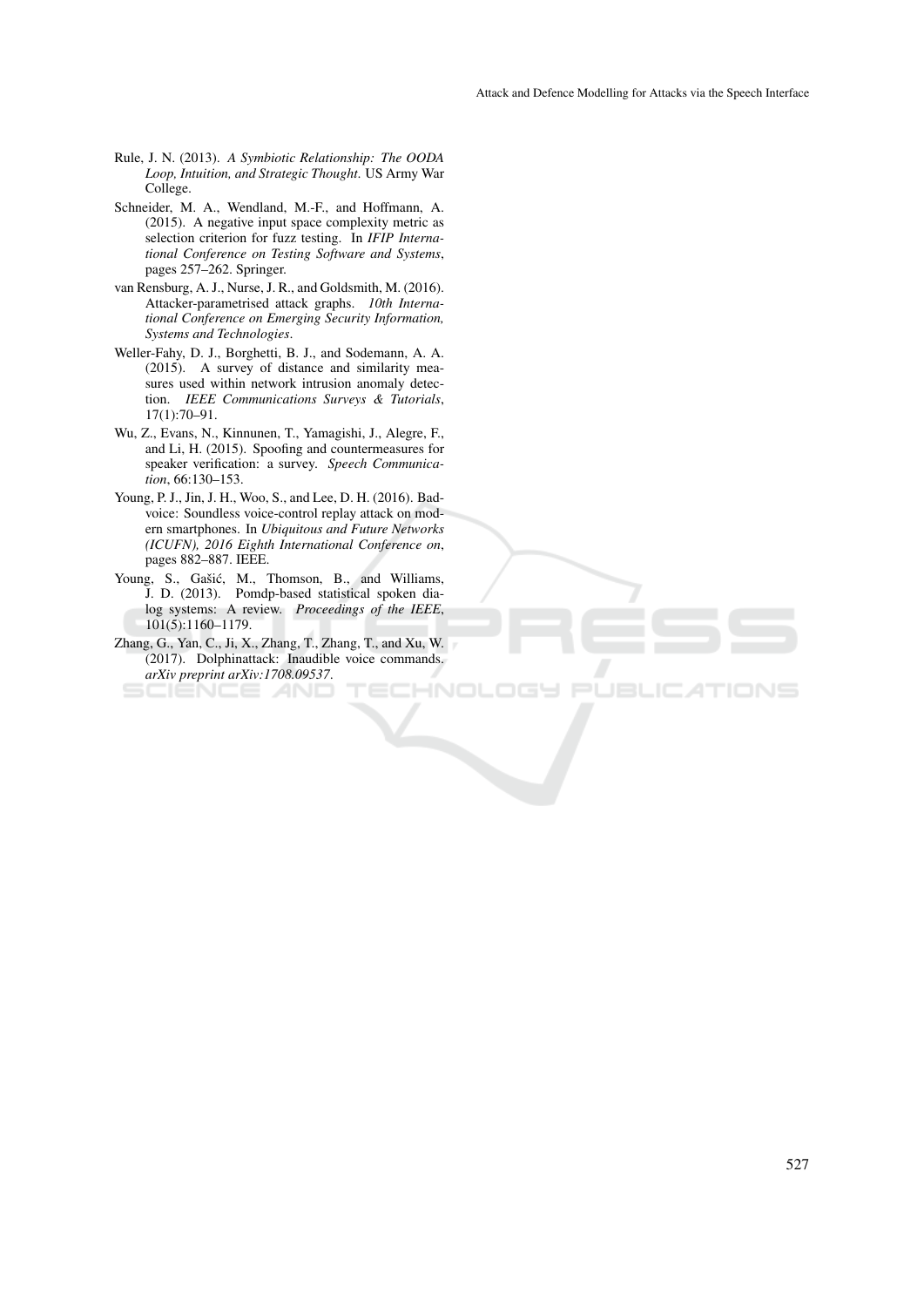Rule, J. N. (2013). *A Symbiotic Relationship: The OODA Loop, Intuition, and Strategic Thought*. US Army War College.

Schneider, M. A., Wendland, M.-F., and Hoffmann, A. (2015). A negative input space complexity metric as selection criterion for fuzz testing. In *IFIP International Conference on Testing Software and Systems*, pages 257–262. Springer.

van Rensburg, A. J., Nurse, J. R., and Goldsmith, M. (2016). Attacker-parametrised attack graphs. *10th International Conference on Emerging Security Information, Systems and Technologies*.

Weller-Fahy, D. J., Borghetti, B. J., and Sodemann, A. A. (2015). A survey of distance and similarity measures used within network intrusion anomaly detection. *IEEE Communications Surveys & Tutorials*, 17(1):70–91.

Wu, Z., Evans, N., Kinnunen, T., Yamagishi, J., Alegre, F., and Li, H. (2015). Spoofing and countermeasures for speaker verification: a survey. *Speech Communication*, 66:130–153.

Young, P. J., Jin, J. H., Woo, S., and Lee, D. H. (2016). Badvoice: Soundless voice-control replay attack on modern smartphones. In *Ubiquitous and Future Networks (ICUFN), 2016 Eighth International Conference on*, pages 882–887. IEEE.

Young, S., Gašić, M., Thomson, B., and Williams, J. D. (2013). Pomdp-based statistical spoken dialog systems: A review. *Proceedings of the IEEE*, 101(5):1160–1179.

Zhang, G., Yan, C., Ji, X., Zhang, T., Zhang, T., and Xu, W. (2017). Dolphinattack: Inaudible voice commands. *arXiv preprint arXiv:1708.09537*.